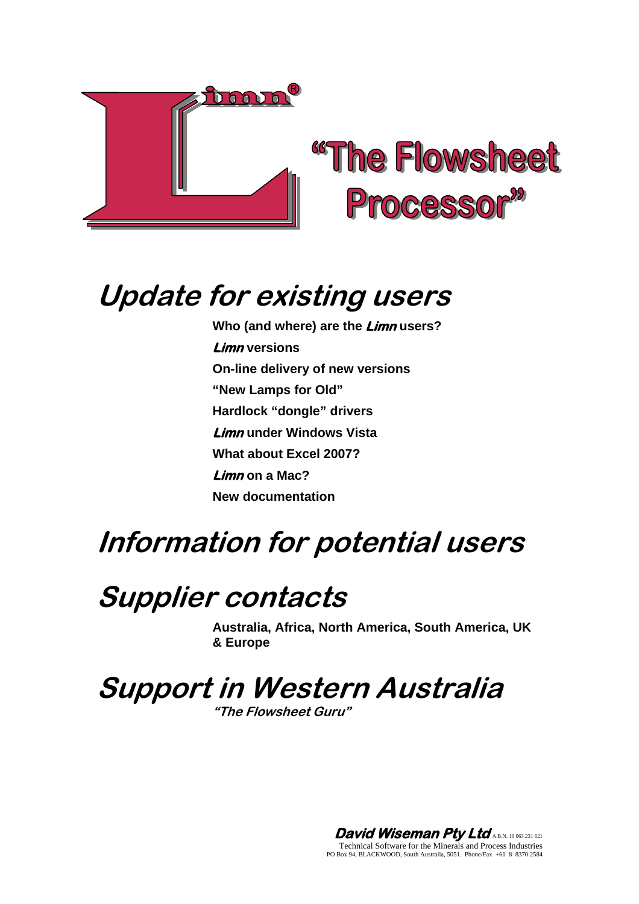# Limn® "The Flowsheet Processor"

# Update for existing users

**Who (and where) are the *Limn* users?**

***Limn* versions**

**On-line delivery of new versions**

**"New Lamps for Old"**

**Hardlock "dongle" drivers**

***Limn* under Windows Vista**

**What about Excel 2007?**

***Limn* on a Mac?**

**New documentation**

# Information for potential users

# Supplier contacts

**Australia, Africa, North America, South America, UK & Europe**

# Support in Western Australia

***"The Flowsheet Guru"***

***David Wiseman Pty Ltd*** A.B.N. 19 063 231 621
Technical Software for the Minerals and Process Industries
PO Box 94, BLACKWOOD, South Australia, 5051. Phone/Fax +61 8 8370 2584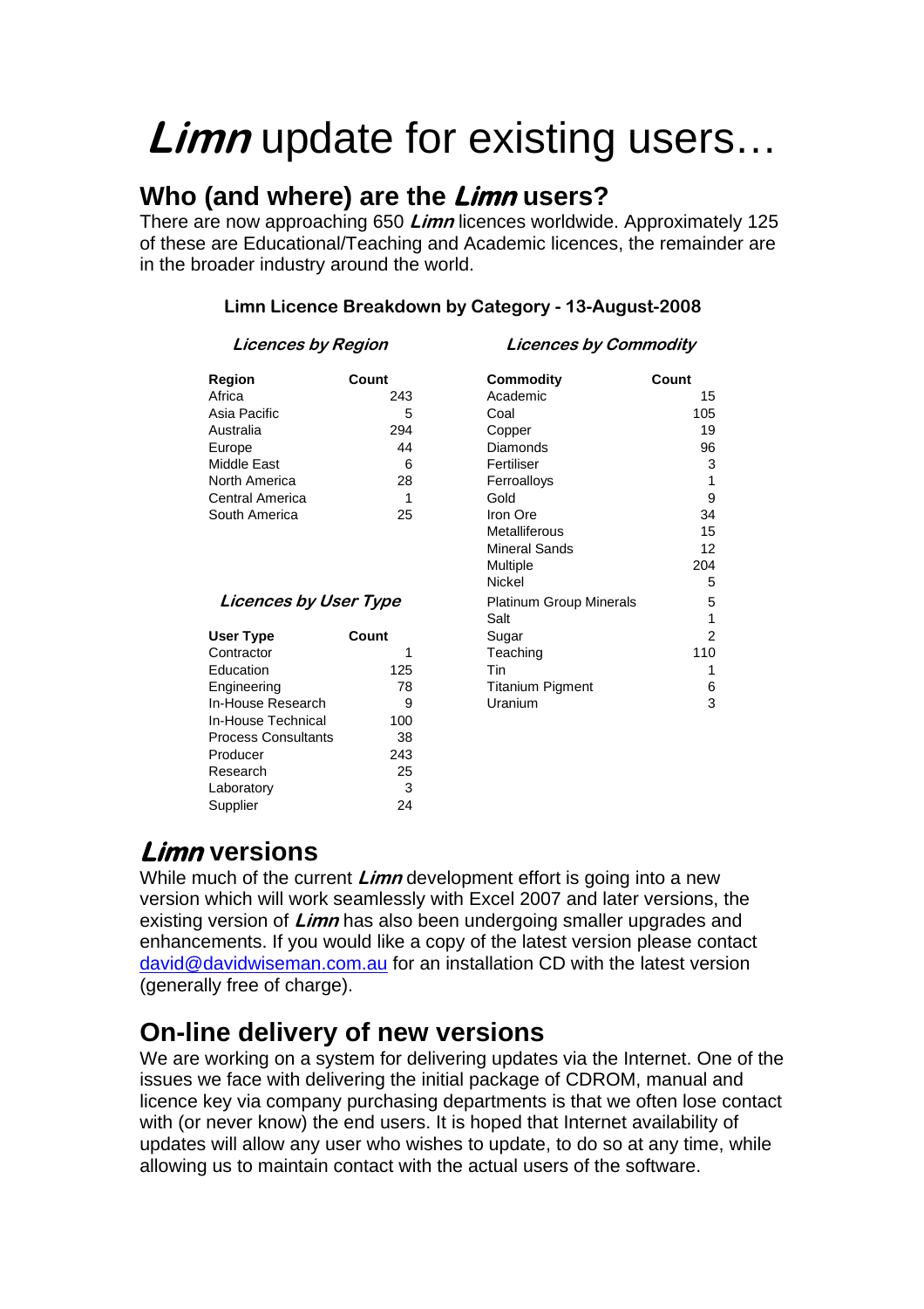# *Limn* update for existing users…

## Who (and where) are the *Limn* users?

There are now approaching 650 ***Limn*** licences worldwide. Approximately 125 of these are Educational/Teaching and Academic licences, the remainder are in the broader industry around the world.

**Limn Licence Breakdown by Category - 13-August-2008**

***Licences by Region***

| Region | Count |
|---|---|
| Africa | 243 |
| Asia Pacific | 5 |
| Australia | 294 |
| Europe | 44 |
| Middle East | 6 |
| North America | 28 |
| Central America | 1 |
| South America | 25 |

***Licences by User Type***

| User Type | Count |
|---|---|
| Contractor | 1 |
| Education | 125 |
| Engineering | 78 |
| In-House Research | 9 |
| In-House Technical | 100 |
| Process Consultants | 38 |
| Producer | 243 |
| Research | 25 |
| Laboratory | 3 |
| Supplier | 24 |

***Licences by Commodity***

| Commodity | Count |
|---|---|
| Academic | 15 |
| Coal | 105 |
| Copper | 19 |
| Diamonds | 96 |
| Fertiliser | 3 |
| Ferroalloys | 1 |
| Gold | 9 |
| Iron Ore | 34 |
| Metalliferous | 15 |
| Mineral Sands | 12 |
| Multiple | 204 |
| Nickel | 5 |
| Platinum Group Minerals | 5 |
| Salt | 1 |
| Sugar | 2 |
| Teaching | 110 |
| Tin | 1 |
| Titanium Pigment | 6 |
| Uranium | 3 |

## *Limn* versions

While much of the current ***Limn*** development effort is going into a new version which will work seamlessly with Excel 2007 and later versions, the existing version of ***Limn*** has also been undergoing smaller upgrades and enhancements. If you would like a copy of the latest version please contact david@davidwiseman.com.au for an installation CD with the latest version (generally free of charge).

## On-line delivery of new versions

We are working on a system for delivering updates via the Internet. One of the issues we face with delivering the initial package of CDROM, manual and licence key via company purchasing departments is that we often lose contact with (or never know) the end users. It is hoped that Internet availability of updates will allow any user who wishes to update, to do so at any time, while allowing us to maintain contact with the actual users of the software.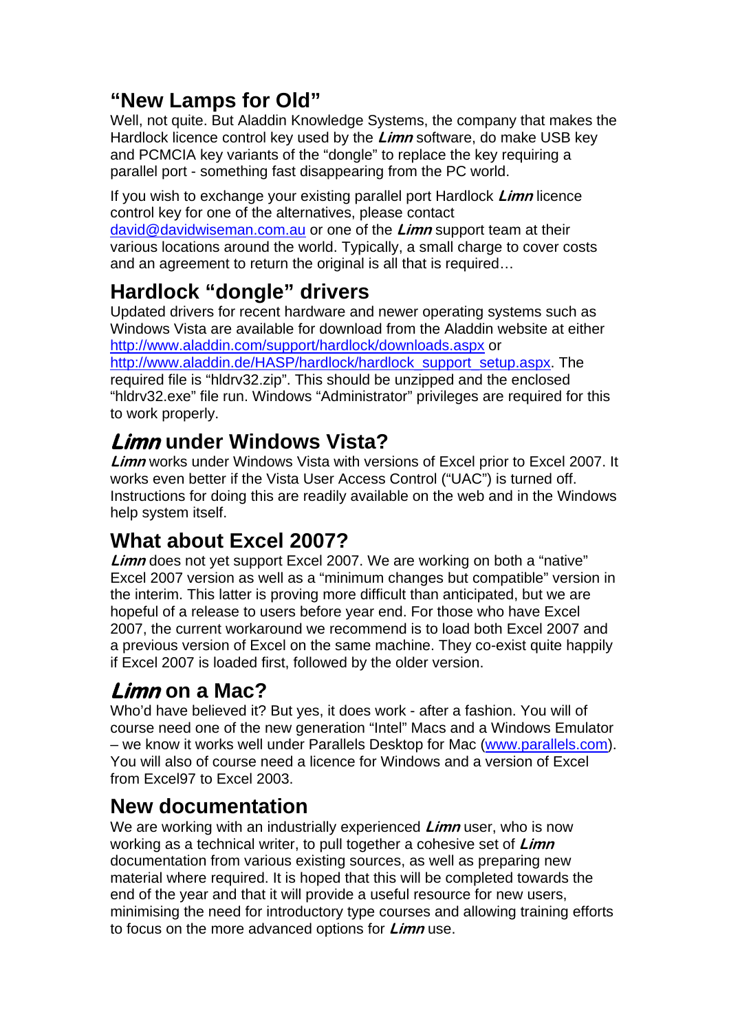## "New Lamps for Old"

Well, not quite. But Aladdin Knowledge Systems, the company that makes the Hardlock licence control key used by the ***Limn*** software, do make USB key and PCMCIA key variants of the "dongle" to replace the key requiring a parallel port - something fast disappearing from the PC world.

If you wish to exchange your existing parallel port Hardlock ***Limn*** licence control key for one of the alternatives, please contact [david@davidwiseman.com.au](mailto:david@davidwiseman.com.au) or one of the ***Limn*** support team at their various locations around the world. Typically, a small charge to cover costs and an agreement to return the original is all that is required…

## Hardlock "dongle" drivers

Updated drivers for recent hardware and newer operating systems such as Windows Vista are available for download from the Aladdin website at either [http://www.aladdin.com/support/hardlock/downloads.aspx](http://www.aladdin.com/support/hardlock/downloads.aspx) or [http://www.aladdin.de/HASP/hardlock/hardlock_support_setup.aspx](http://www.aladdin.de/HASP/hardlock/hardlock_support_setup.aspx). The required file is "hldrv32.zip". This should be unzipped and the enclosed "hldrv32.exe" file run. Windows "Administrator" privileges are required for this to work properly.

## ***Limn*** under Windows Vista?

***Limn*** works under Windows Vista with versions of Excel prior to Excel 2007. It works even better if the Vista User Access Control ("UAC") is turned off. Instructions for doing this are readily available on the web and in the Windows help system itself.

## What about Excel 2007?

***Limn*** does not yet support Excel 2007. We are working on both a "native" Excel 2007 version as well as a "minimum changes but compatible" version in the interim. This latter is proving more difficult than anticipated, but we are hopeful of a release to users before year end. For those who have Excel 2007, the current workaround we recommend is to load both Excel 2007 and a previous version of Excel on the same machine. They co-exist quite happily if Excel 2007 is loaded first, followed by the older version.

## ***Limn*** on a Mac?

Who'd have believed it? But yes, it does work - after a fashion. You will of course need one of the new generation "Intel" Macs and a Windows Emulator – we know it works well under Parallels Desktop for Mac ([www.parallels.com](http://www.parallels.com)). You will also of course need a licence for Windows and a version of Excel from Excel97 to Excel 2003.

## New documentation

We are working with an industrially experienced ***Limn*** user, who is now working as a technical writer, to pull together a cohesive set of ***Limn*** documentation from various existing sources, as well as preparing new material where required. It is hoped that this will be completed towards the end of the year and that it will provide a useful resource for new users, minimising the need for introductory type courses and allowing training efforts to focus on the more advanced options for ***Limn*** use.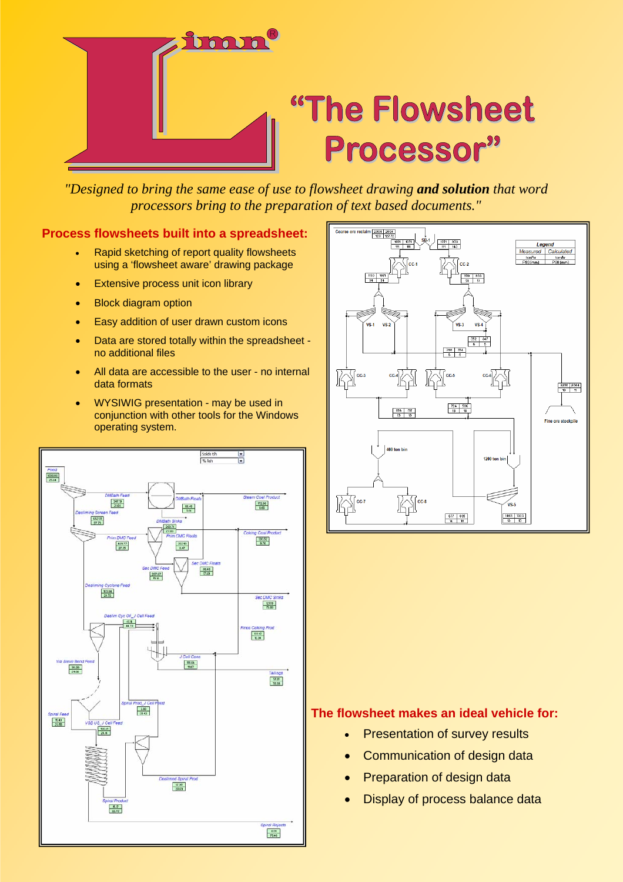# "The Flowsheet Processor"

*"Designed to bring the same ease of use to flowsheet drawing* ***and solution*** *that word processors bring to the preparation of text based documents."*

## Process flowsheets built into a spreadsheet:

- Rapid sketching of report quality flowsheets using a 'flowsheet aware' drawing package
- Extensive process unit icon library
- Block diagram option
- Easy addition of user drawn custom icons
- Data are stored totally within the spreadsheet - no additional files
- All data are accessible to the user - no internal data formats
- WYSIWIG presentation - may be used in conjunction with other tools for the Windows operating system.

## The flowsheet makes an ideal vehicle for:

- Presentation of survey results
- Communication of design data
- Preparation of design data
- Display of process balance data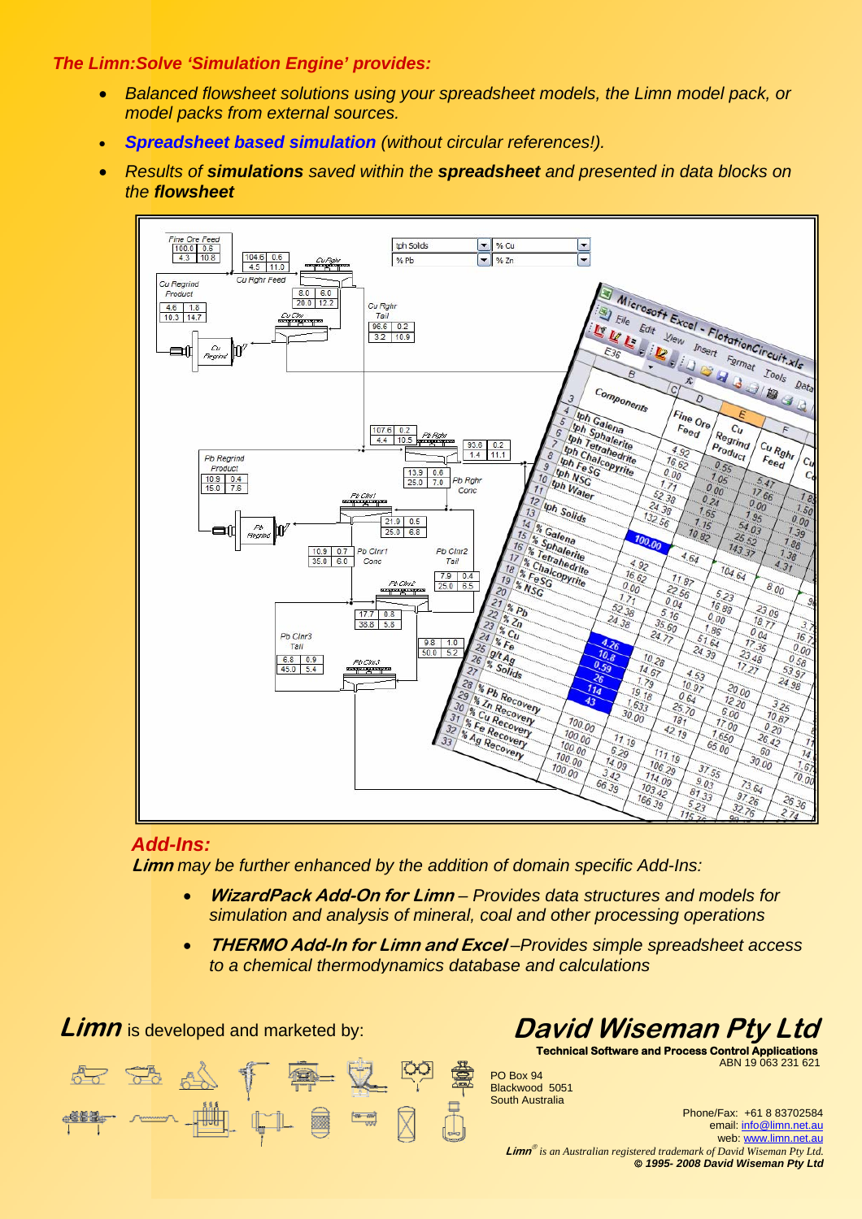***The Limn:Solve 'Simulation Engine' provides:***

- *Balanced flowsheet solutions using your spreadsheet models, the Limn model pack, or model packs from external sources.*
- ***Spreadsheet based simulation*** *(without circular references!).*
- *Results of **simulations** saved within the **spreadsheet** and presented in data blocks on the **flowsheet***

## *Add-Ins:*

***Limn*** *may be further enhanced by the addition of domain specific Add-Ins:*

- ***WizardPack Add-On for Limn*** *– Provides data structures and models for simulation and analysis of mineral, coal and other processing operations*
- ***THERMO Add-In for Limn and Excel*** *–Provides simple spreadsheet access to a chemical thermodynamics database and calculations*

***Limn*** is developed and marketed by:

## ***David Wiseman Pty Ltd***

**Technical Software and Process Control Applications**
ABN 19 063 231 621

PO Box 94
Blackwood 5051
South Australia

Phone/Fax: +61 8 83702584
email: info@limn.net.au
web: www.limn.net.au

***Limn***® *is an Australian registered trademark of David Wiseman Pty Ltd.*
***© 1995- 2008 David Wiseman Pty Ltd***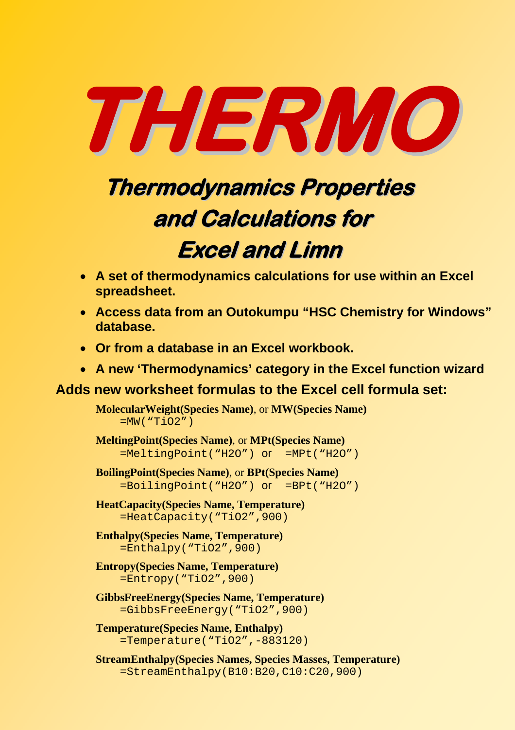# THERMO

## Thermodynamics Properties and Calculations for Excel and Limn

- **A set of thermodynamics calculations for use within an Excel spreadsheet.**
- **Access data from an Outokumpu "HSC Chemistry for Windows" database.**
- **Or from a database in an Excel workbook.**
- **A new 'Thermodynamics' category in the Excel function wizard**

**Adds new worksheet formulas to the Excel cell formula set:**

**MolecularWeight(Species Name)**, or **MW(Species Name)**

```
=MW("TiO2")
```

**MeltingPoint(Species Name)**, or **MPt(Species Name)**

```
=MeltingPoint("H2O") or  =MPt("H2O")
```

**BoilingPoint(Species Name)**, or **BPt(Species Name)**

```
=BoilingPoint("H2O") or  =BPt("H2O")
```

**HeatCapacity(Species Name, Temperature)**

```
=HeatCapacity("TiO2",900)
```

**Enthalpy(Species Name, Temperature)**

```
=Enthalpy("TiO2",900)
```

**Entropy(Species Name, Temperature)**

```
=Entropy("TiO2",900)
```

**GibbsFreeEnergy(Species Name, Temperature)**

```
=GibbsFreeEnergy("TiO2",900)
```

**Temperature(Species Name, Enthalpy)**

```
=Temperature("TiO2",-883120)
```

**StreamEnthalpy(Species Names, Species Masses, Temperature)**

```
=StreamEnthalpy(B10:B20,C10:C20,900)
```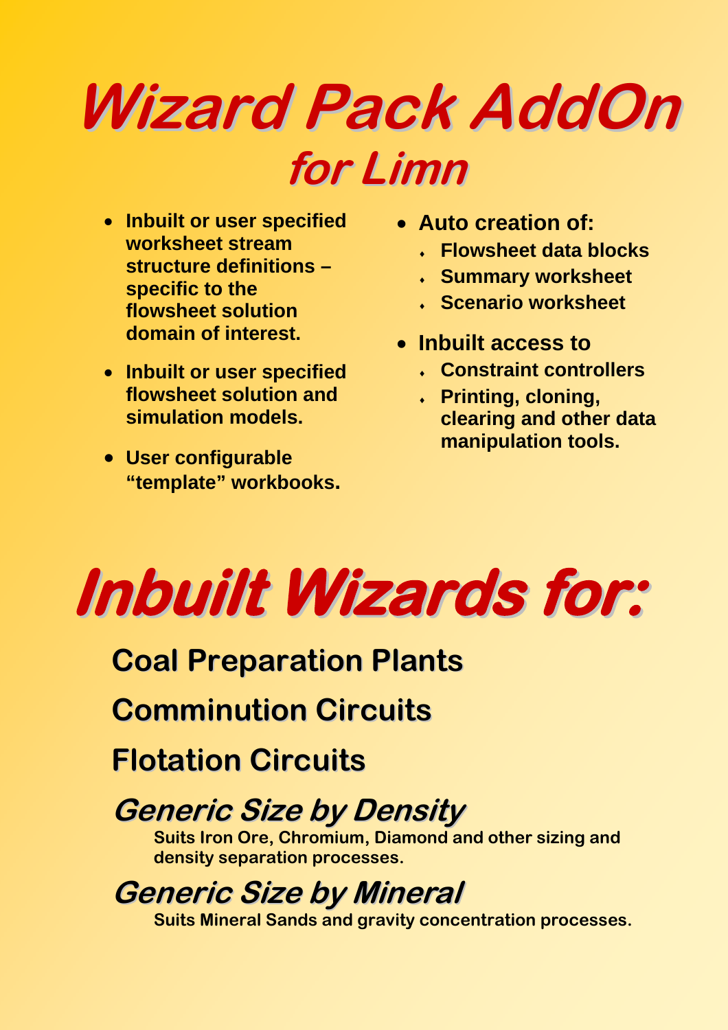# Wizard Pack AddOn

## for Limn

- Inbuilt or user specified worksheet stream structure definitions – specific to the flowsheet solution domain of interest.
- Inbuilt or user specified flowsheet solution and simulation models.
- User configurable "template" workbooks.

- Auto creation of:
  - Flowsheet data blocks
  - Summary worksheet
  - Scenario worksheet
- Inbuilt access to
  - Constraint controllers
  - Printing, cloning, clearing and other data manipulation tools.

# Inbuilt Wizards for:

## Coal Preparation Plants

## Comminution Circuits

## Flotation Circuits

## *Generic Size by Density*

**Suits Iron Ore, Chromium, Diamond and other sizing and density separation processes.**

## *Generic Size by Mineral*

**Suits Mineral Sands and gravity concentration processes.**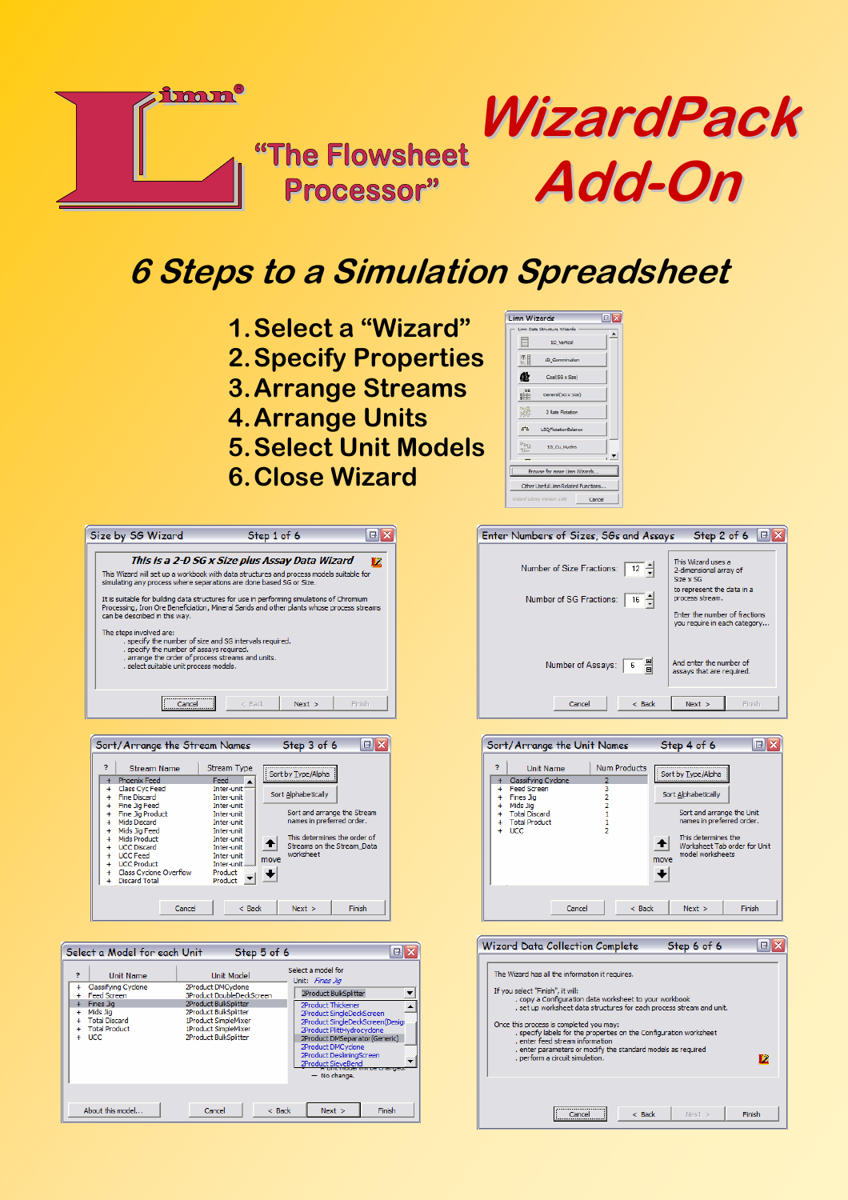# Limn® "The Flowsheet Processor"

# WizardPack Add-On

## 6 Steps to a Simulation Spreadsheet

1. Select a "Wizard"
2. Specify Properties
3. Arrange Streams
4. Arrange Units
5. Select Unit Models
6. Close Wizard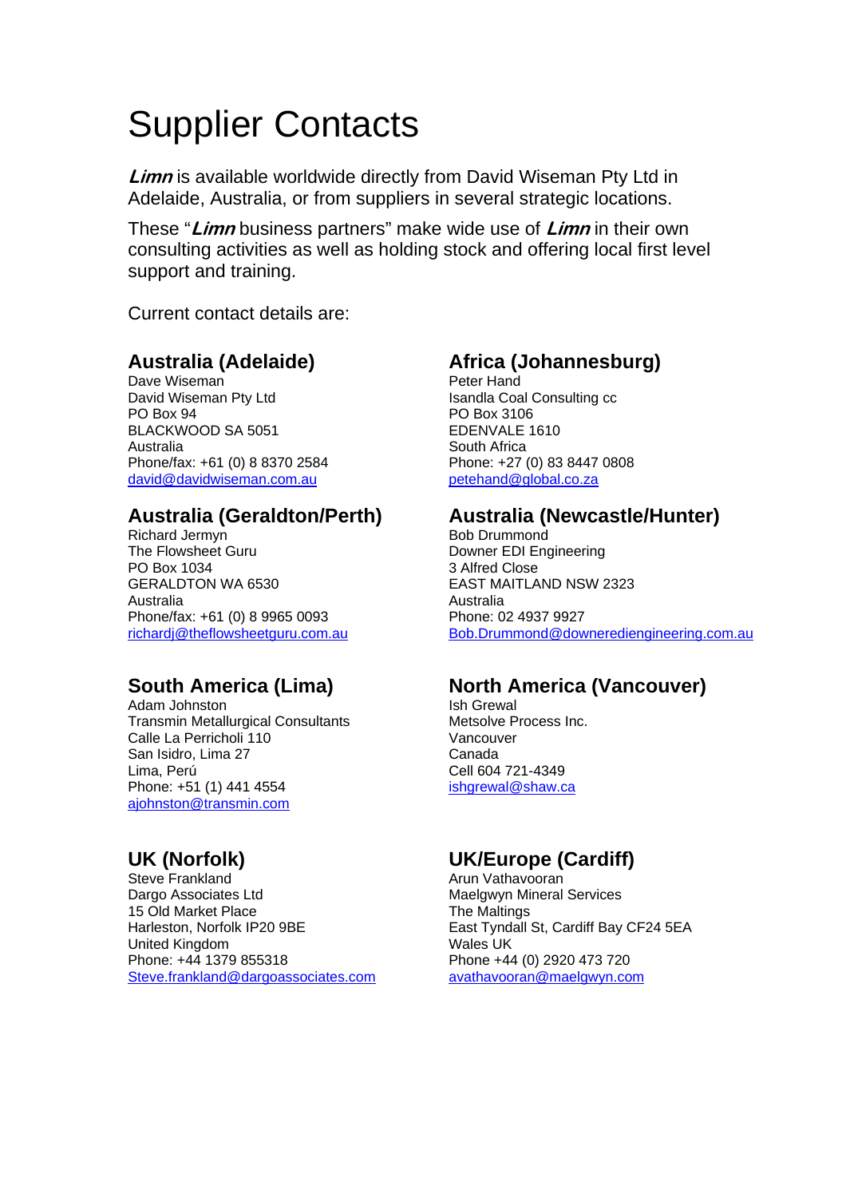# Supplier Contacts

***Limn*** is available worldwide directly from David Wiseman Pty Ltd in Adelaide, Australia, or from suppliers in several strategic locations.

These "***Limn*** business partners" make wide use of ***Limn*** in their own consulting activities as well as holding stock and offering local first level support and training.

Current contact details are:

## Australia (Adelaide)

Dave Wiseman
David Wiseman Pty Ltd
PO Box 94
BLACKWOOD SA 5051
Australia
Phone/fax: +61 (0) 8 8370 2584
david@davidwiseman.com.au

## Africa (Johannesburg)

Peter Hand
Isandla Coal Consulting cc
PO Box 3106
EDENVALE 1610
South Africa
Phone: +27 (0) 83 8447 0808
petehand@global.co.za

## Australia (Geraldton/Perth)

Richard Jermyn
The Flowsheet Guru
PO Box 1034
GERALDTON WA 6530
Australia
Phone/fax: +61 (0) 8 9965 0093
richardj@theflowsheetguru.com.au

## Australia (Newcastle/Hunter)

Bob Drummond
Downer EDI Engineering
3 Alfred Close
EAST MAITLAND NSW 2323
Australia
Phone: 02 4937 9927
Bob.Drummond@downerediengineering.com.au

## South America (Lima)

Adam Johnston
Transmin Metallurgical Consultants
Calle La Perricholi 110
San Isidro, Lima 27
Lima, Perú
Phone: +51 (1) 441 4554
ajohnston@transmin.com

## North America (Vancouver)

Ish Grewal
Metsolve Process Inc.
Vancouver
Canada
Cell 604 721-4349
ishgrewal@shaw.ca

## UK (Norfolk)

Steve Frankland
Dargo Associates Ltd
15 Old Market Place
Harleston, Norfolk IP20 9BE
United Kingdom
Phone: +44 1379 855318
Steve.frankland@dargoassociates.com

## UK/Europe (Cardiff)

Arun Vathavooran
Maelgwyn Mineral Services
The Maltings
East Tyndall St, Cardiff Bay CF24 5EA
Wales UK
Phone +44 (0) 2920 473 720
avathavooran@maelgwyn.com